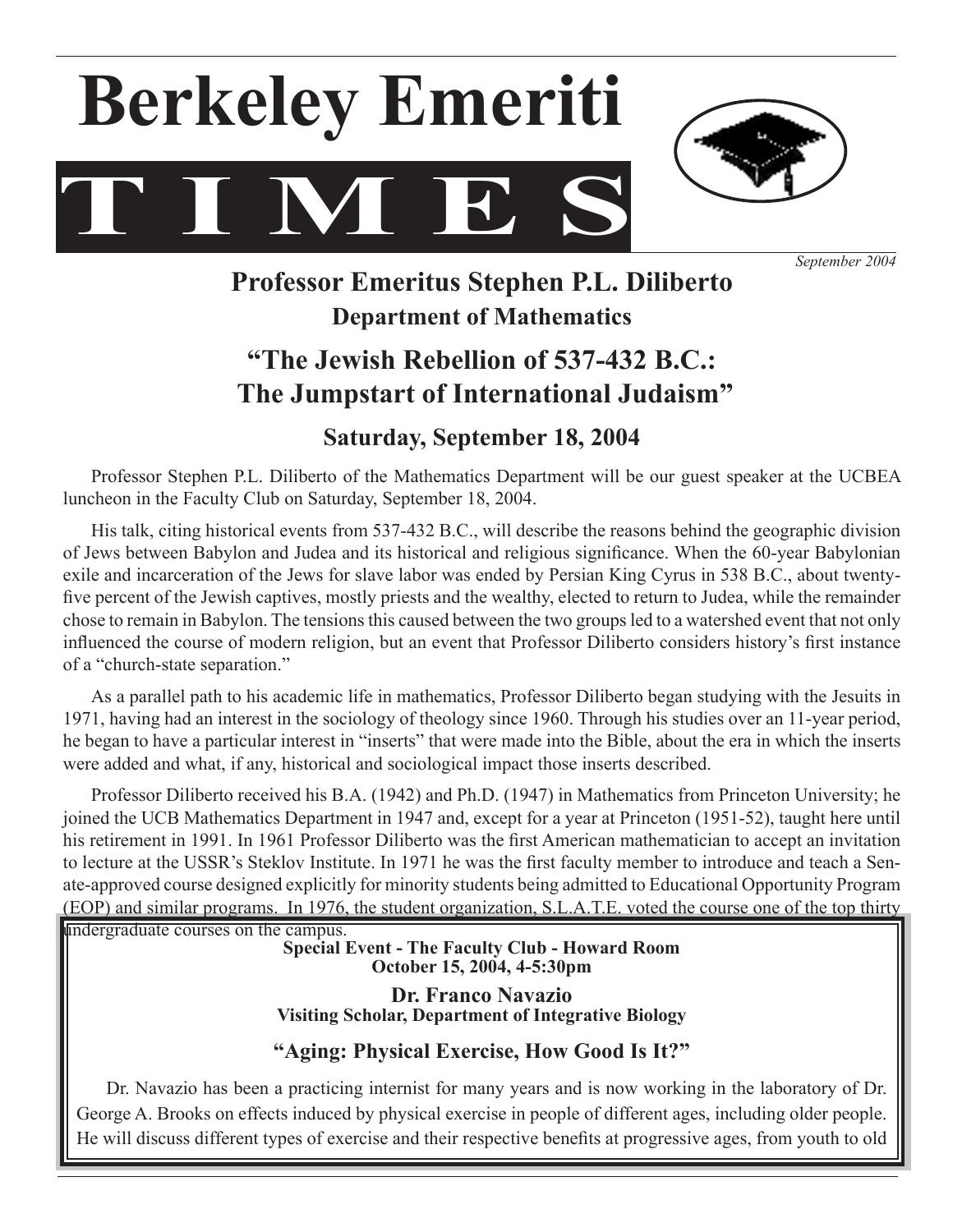# Berkeley Emeriti TIMES

*September 2004*

## Professor Emeritus Stephen P.L. Diliberto

### Department of Mathematics

## "The Jewish Rebellion of 537-432 B.C.: The Jumpstart of International Judaism"

### Saturday, September 18, 2004

Professor Stephen P.L. Diliberto of the Mathematics Department will be our guest speaker at the UCBEA luncheon in the Faculty Club on Saturday, September 18, 2004.

His talk, citing historical events from 537-432 B.C., will describe the reasons behind the geographic division of Jews between Babylon and Judea and its historical and religious significance. When the 60-year Babylonian exile and incarceration of the Jews for slave labor was ended by Persian King Cyrus in 538 B.C., about twenty-five percent of the Jewish captives, mostly priests and the wealthy, elected to return to Judea, while the remainder chose to remain in Babylon. The tensions this caused between the two groups led to a watershed event that not only influenced the course of modern religion, but an event that Professor Diliberto considers history's first instance of a "church-state separation."

As a parallel path to his academic life in mathematics, Professor Diliberto began studying with the Jesuits in 1971, having had an interest in the sociology of theology since 1960. Through his studies over an 11-year period, he began to have a particular interest in "inserts" that were made into the Bible, about the era in which the inserts were added and what, if any, historical and sociological impact those inserts described.

Professor Diliberto received his B.A. (1942) and Ph.D. (1947) in Mathematics from Princeton University; he joined the UCB Mathematics Department in 1947 and, except for a year at Princeton (1951-52), taught here until his retirement in 1991. In 1961 Professor Diliberto was the first American mathematician to accept an invitation to lecture at the USSR's Steklov Institute. In 1971 he was the first faculty member to introduce and teach a Senate-approved course designed explicitly for minority students being admitted to Educational Opportunity Program (EOP) and similar programs. In 1976, the student organization, S.L.A.T.E. voted the course one of the top thirty undergraduate courses on the campus.

**Special Event - The Faculty Club - Howard Room**
**October 15, 2004, 4-5:30pm**

**Dr. Franco Navazio**
**Visiting Scholar, Department of Integrative Biology**

**"Aging: Physical Exercise, How Good Is It?"**

Dr. Navazio has been a practicing internist for many years and is now working in the laboratory of Dr. George A. Brooks on effects induced by physical exercise in people of different ages, including older people. He will discuss different types of exercise and their respective benefits at progressive ages, from youth to old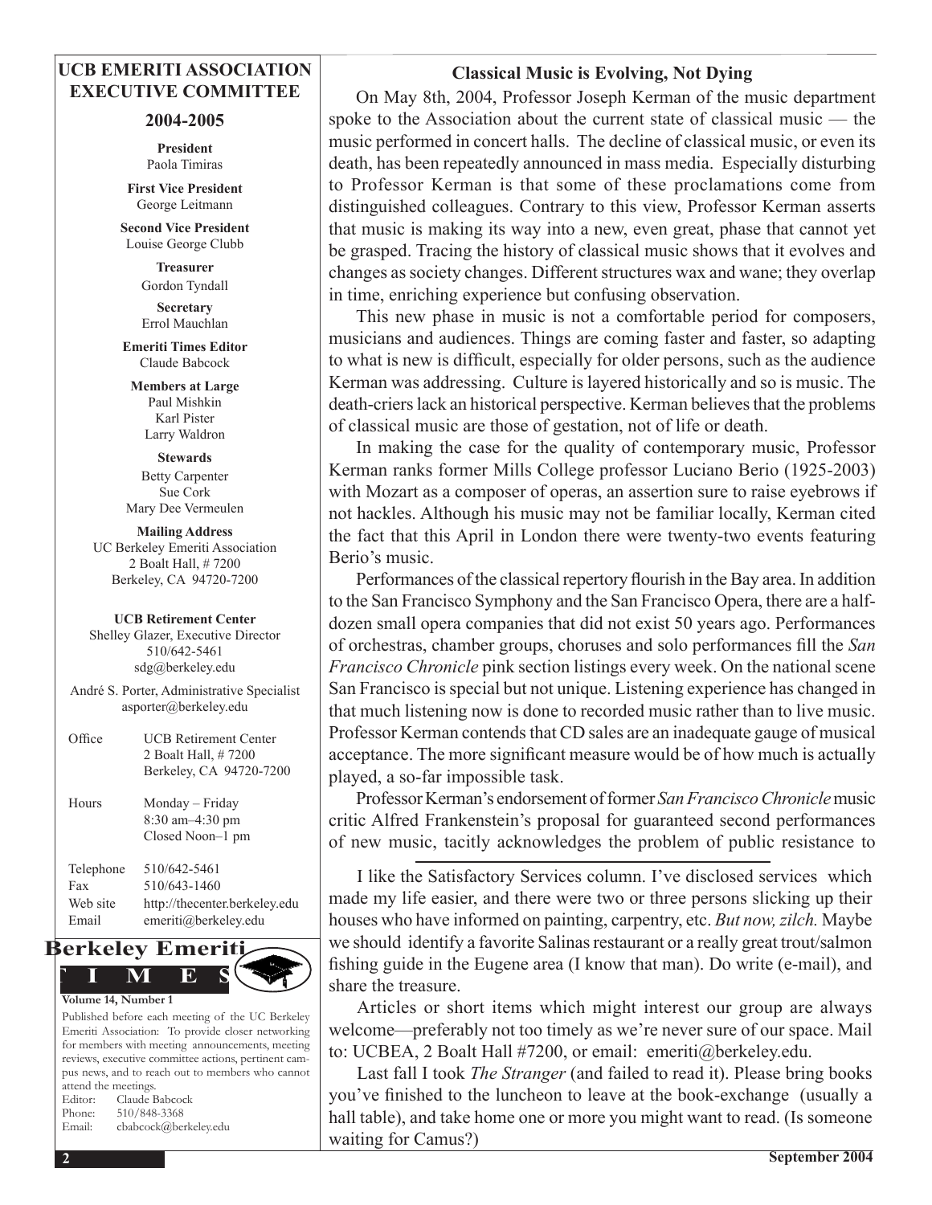## UCB EMERITI ASSOCIATION EXECUTIVE COMMITTEE

### 2004-2005

**President**
Paola Timiras

**First Vice President**
George Leitmann

**Second Vice President**
Louise George Clubb

**Treasurer**
Gordon Tyndall

**Secretary**
Errol Mauchlan

**Emeriti Times Editor**
Claude Babcock

**Members at Large**
Paul Mishkin
Karl Pister
Larry Waldron

**Stewards**
Betty Carpenter
Sue Cork
Mary Dee Vermeulen

**Mailing Address**
UC Berkeley Emeriti Association
2 Boalt Hall, # 7200
Berkeley, CA 94720-7200

**UCB Retirement Center**
Shelley Glazer, Executive Director
510/642-5461
sdg@berkeley.edu

André S. Porter, Administrative Specialist
asporter@berkeley.edu

| | |
|---|---|
| Office | UCB Retirement Center<br>2 Boalt Hall, # 7200<br>Berkeley, CA 94720-7200 |
| Hours | Monday – Friday<br>8:30 am–4:30 pm<br>Closed Noon–1 pm |
| Telephone | 510/642-5461 |
| Fax | 510/643-1460 |
| Web site | http://thecenter.berkeley.edu |
| Email | emeriti@berkeley.edu |

**Berkeley Emeriti TIMES**

**Volume 14, Number 1**

Published before each meeting of the UC Berkeley Emeriti Association: To provide closer networking for members with meeting announcements, meeting reviews, executive committee actions, pertinent campus news, and to reach out to members who cannot attend the meetings.

Editor: Claude Babcock
Phone: 510/848-3368
Email: cbabcock@berkeley.edu

## Classical Music is Evolving, Not Dying

On May 8th, 2004, Professor Joseph Kerman of the music department spoke to the Association about the current state of classical music — the music performed in concert halls. The decline of classical music, or even its death, has been repeatedly announced in mass media. Especially disturbing to Professor Kerman is that some of these proclamations come from distinguished colleagues. Contrary to this view, Professor Kerman asserts that music is making its way into a new, even great, phase that cannot yet be grasped. Tracing the history of classical music shows that it evolves and changes as society changes. Different structures wax and wane; they overlap in time, enriching experience but confusing observation.

This new phase in music is not a comfortable period for composers, musicians and audiences. Things are coming faster and faster, so adapting to what is new is difficult, especially for older persons, such as the audience Kerman was addressing. Culture is layered historically and so is music. The death-criers lack an historical perspective. Kerman believes that the problems of classical music are those of gestation, not of life or death.

In making the case for the quality of contemporary music, Professor Kerman ranks former Mills College professor Luciano Berio (1925-2003) with Mozart as a composer of operas, an assertion sure to raise eyebrows if not hackles. Although his music may not be familiar locally, Kerman cited the fact that this April in London there were twenty-two events featuring Berio's music.

Performances of the classical repertory flourish in the Bay area. In addition to the San Francisco Symphony and the San Francisco Opera, there are a half-dozen small opera companies that did not exist 50 years ago. Performances of orchestras, chamber groups, choruses and solo performances fill the *San Francisco Chronicle* pink section listings every week. On the national scene San Francisco is special but not unique. Listening experience has changed in that much listening now is done to recorded music rather than to live music. Professor Kerman contends that CD sales are an inadequate gauge of musical acceptance. The more significant measure would be of how much is actually played, a so-far impossible task.

Professor Kerman's endorsement of former *San Francisco Chronicle* music critic Alfred Frankenstein's proposal for guaranteed second performances of new music, tacitly acknowledges the problem of public resistance to

---

I like the Satisfactory Services column. I've disclosed services which made my life easier, and there were two or three persons slicking up their houses who have informed on painting, carpentry, etc. *But now, zilch.* Maybe we should identify a favorite Salinas restaurant or a really great trout/salmon fishing guide in the Eugene area (I know that man). Do write (e-mail), and share the treasure.

Articles or short items which might interest our group are always welcome—preferably not too timely as we're never sure of our space. Mail to: UCBEA, 2 Boalt Hall #7200, or email: emeriti@berkeley.edu.

Last fall I took *The Stranger* (and failed to read it). Please bring books you've finished to the luncheon to leave at the book-exchange (usually a hall table), and take home one or more you might want to read. (Is someone waiting for Camus?)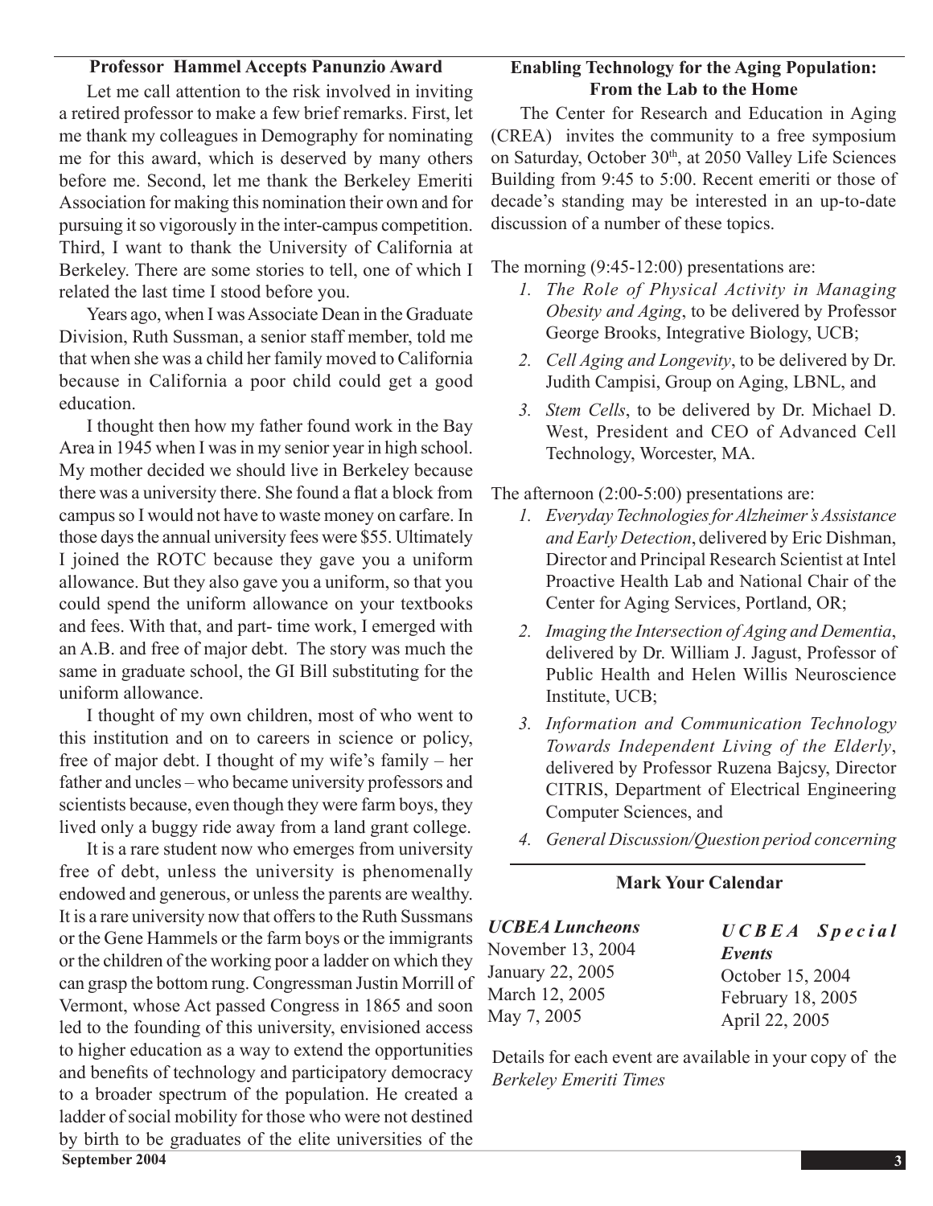### Professor Hammel Accepts Panunzio Award

Let me call attention to the risk involved in inviting a retired professor to make a few brief remarks. First, let me thank my colleagues in Demography for nominating me for this award, which is deserved by many others before me. Second, let me thank the Berkeley Emeriti Association for making this nomination their own and for pursuing it so vigorously in the inter-campus competition. Third, I want to thank the University of California at Berkeley. There are some stories to tell, one of which I related the last time I stood before you.

Years ago, when I was Associate Dean in the Graduate Division, Ruth Sussman, a senior staff member, told me that when she was a child her family moved to California because in California a poor child could get a good education.

I thought then how my father found work in the Bay Area in 1945 when I was in my senior year in high school. My mother decided we should live in Berkeley because there was a university there. She found a flat a block from campus so I would not have to waste money on carfare. In those days the annual university fees were $55. Ultimately I joined the ROTC because they gave you a uniform allowance. But they also gave you a uniform, so that you could spend the uniform allowance on your textbooks and fees. With that, and part- time work, I emerged with an A.B. and free of major debt. The story was much the same in graduate school, the GI Bill substituting for the uniform allowance.

I thought of my own children, most of who went to this institution and on to careers in science or policy, free of major debt. I thought of my wife's family – her father and uncles – who became university professors and scientists because, even though they were farm boys, they lived only a buggy ride away from a land grant college.

It is a rare student now who emerges from university free of debt, unless the university is phenomenally endowed and generous, or unless the parents are wealthy. It is a rare university now that offers to the Ruth Sussmans or the Gene Hammels or the farm boys or the immigrants or the children of the working poor a ladder on which they can grasp the bottom rung. Congressman Justin Morrill of Vermont, whose Act passed Congress in 1865 and soon led to the founding of this university, envisioned access to higher education as a way to extend the opportunities and benefits of technology and participatory democracy to a broader spectrum of the population. He created a ladder of social mobility for those who were not destined by birth to be graduates of the elite universities of the

### Enabling Technology for the Aging Population: From the Lab to the Home

The Center for Research and Education in Aging (CREA) invites the community to a free symposium on Saturday, October 30th, at 2050 Valley Life Sciences Building from 9:45 to 5:00. Recent emeriti or those of decade's standing may be interested in an up-to-date discussion of a number of these topics.

The morning (9:45-12:00) presentations are:

1. *The Role of Physical Activity in Managing Obesity and Aging*, to be delivered by Professor George Brooks, Integrative Biology, UCB;
2. *Cell Aging and Longevity*, to be delivered by Dr. Judith Campisi, Group on Aging, LBNL, and
3. *Stem Cells*, to be delivered by Dr. Michael D. West, President and CEO of Advanced Cell Technology, Worcester, MA.

The afternoon (2:00-5:00) presentations are:

1. *Everyday Technologies for Alzheimer's Assistance and Early Detection*, delivered by Eric Dishman, Director and Principal Research Scientist at Intel Proactive Health Lab and National Chair of the Center for Aging Services, Portland, OR;
2. *Imaging the Intersection of Aging and Dementia*, delivered by Dr. William J. Jagust, Professor of Public Health and Helen Willis Neuroscience Institute, UCB;
3. *Information and Communication Technology Towards Independent Living of the Elderly*, delivered by Professor Ruzena Bajcsy, Director CITRIS, Department of Electrical Engineering Computer Sciences, and
4. *General Discussion/Question period concerning*

### Mark Your Calendar

***UCBEA Luncheons***
November 13, 2004
January 22, 2005
March 12, 2005
May 7, 2005

***UCBEA Special Events***
October 15, 2004
February 18, 2005
April 22, 2005

Details for each event are available in your copy of the *Berkeley Emeriti Times*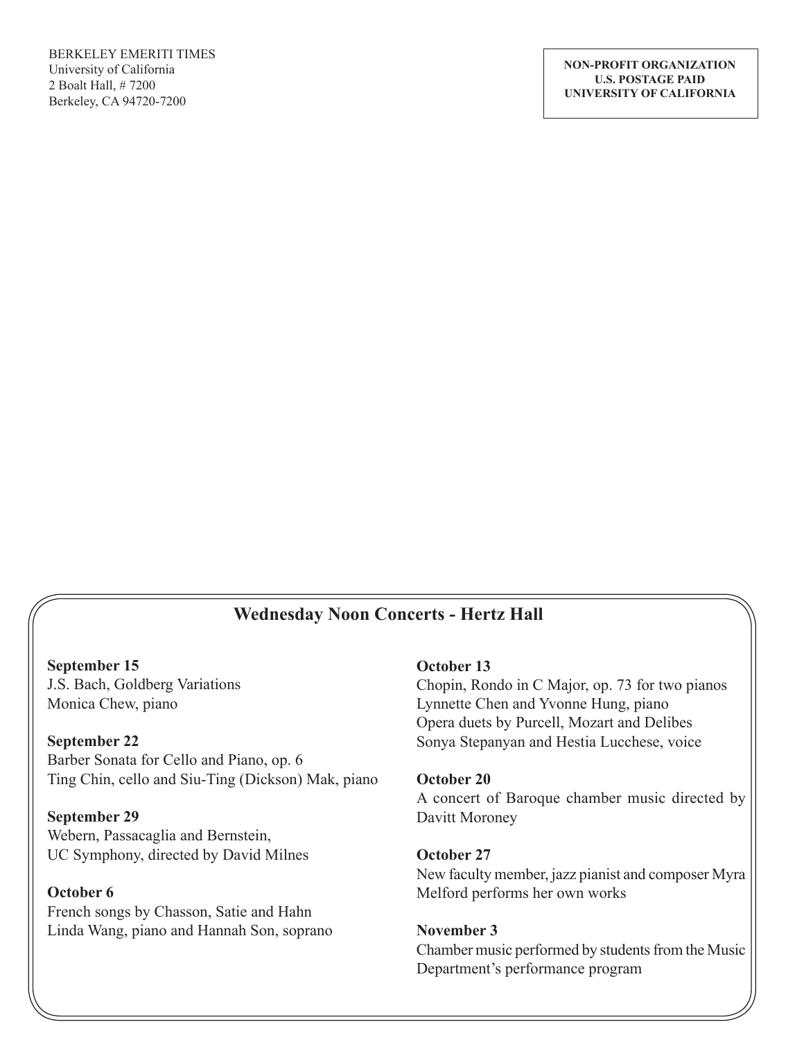BERKELEY EMERITI TIMES
University of California
2 Boalt Hall, # 7200
Berkeley, CA 94720-7200

**NON-PROFIT ORGANIZATION**
**U.S. POSTAGE PAID**
**UNIVERSITY OF CALIFORNIA**

## Wednesday Noon Concerts - Hertz Hall

**September 15**
J.S. Bach, Goldberg Variations
Monica Chew, piano

**September 22**
Barber Sonata for Cello and Piano, op. 6
Ting Chin, cello and Siu-Ting (Dickson) Mak, piano

**September 29**
Webern, Passacaglia and Bernstein,
UC Symphony, directed by David Milnes

**October 6**
French songs by Chasson, Satie and Hahn
Linda Wang, piano and Hannah Son, soprano

**October 13**
Chopin, Rondo in C Major, op. 73 for two pianos
Lynnette Chen and Yvonne Hung, piano
Opera duets by Purcell, Mozart and Delibes
Sonya Stepanyan and Hestia Lucchese, voice

**October 20**
A concert of Baroque chamber music directed by Davitt Moroney

**October 27**
New faculty member, jazz pianist and composer Myra Melford performs her own works

**November 3**
Chamber music performed by students from the Music Department's performance program